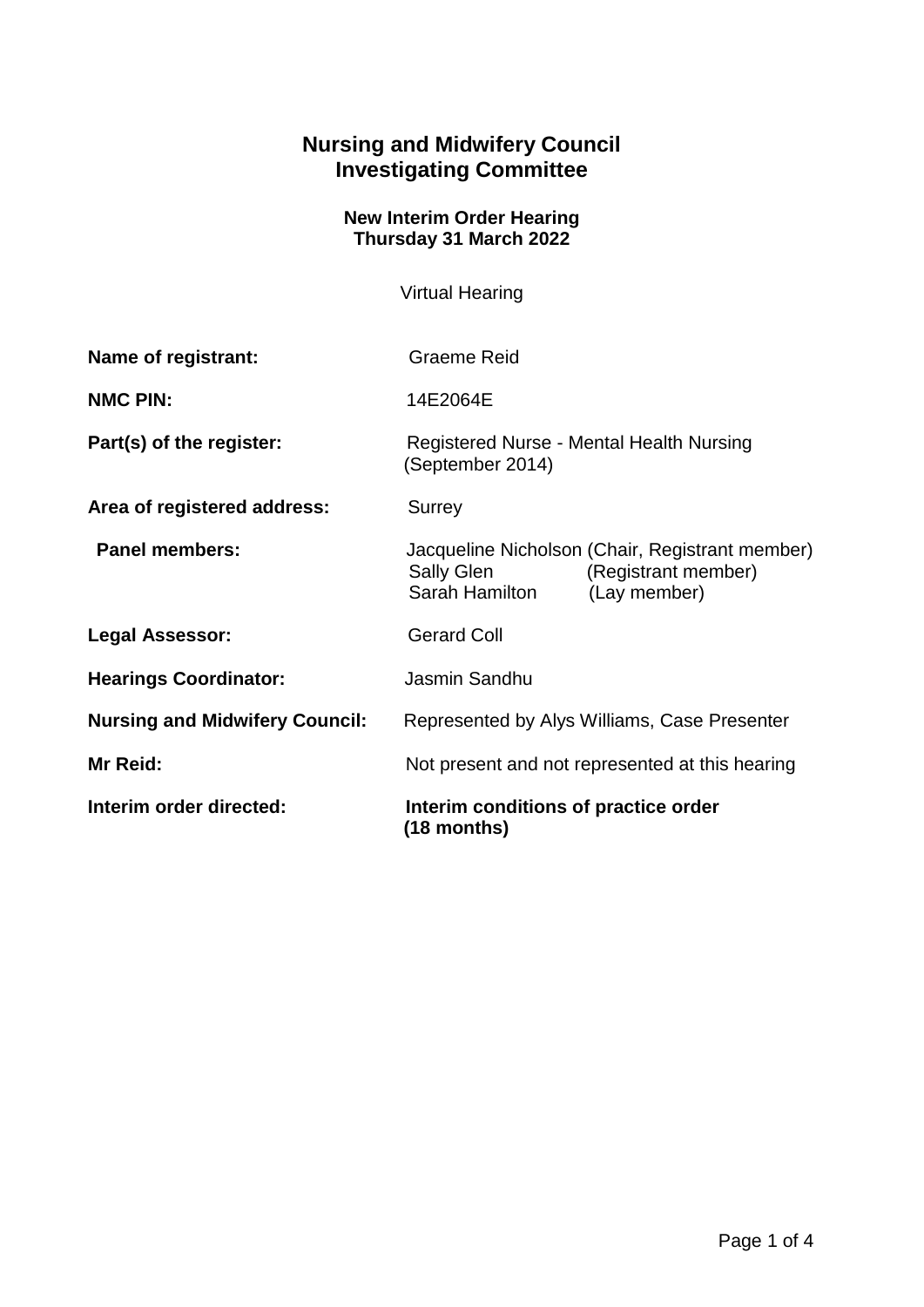# Nursing and Midwifery Council
# Investigating Committee

### New Interim Order Hearing
### Thursday 31 March 2022

Virtual Hearing

| | |
|---|---|
| **Name of registrant:** | Graeme Reid |
| **NMC PIN:** | 14E2064E |
| **Part(s) of the register:** | Registered Nurse - Mental Health Nursing (September 2014) |
| **Area of registered address:** | Surrey |
| **Panel members:** | Jacqueline Nicholson (Chair, Registrant member)<br>Sally Glen (Registrant member)<br>Sarah Hamilton (Lay member) |
| **Legal Assessor:** | Gerard Coll |
| **Hearings Coordinator:** | Jasmin Sandhu |
| **Nursing and Midwifery Council:** | Represented by Alys Williams, Case Presenter |
| **Mr Reid:** | Not present and not represented at this hearing |
| **Interim order directed:** | **Interim conditions of practice order (18 months)** |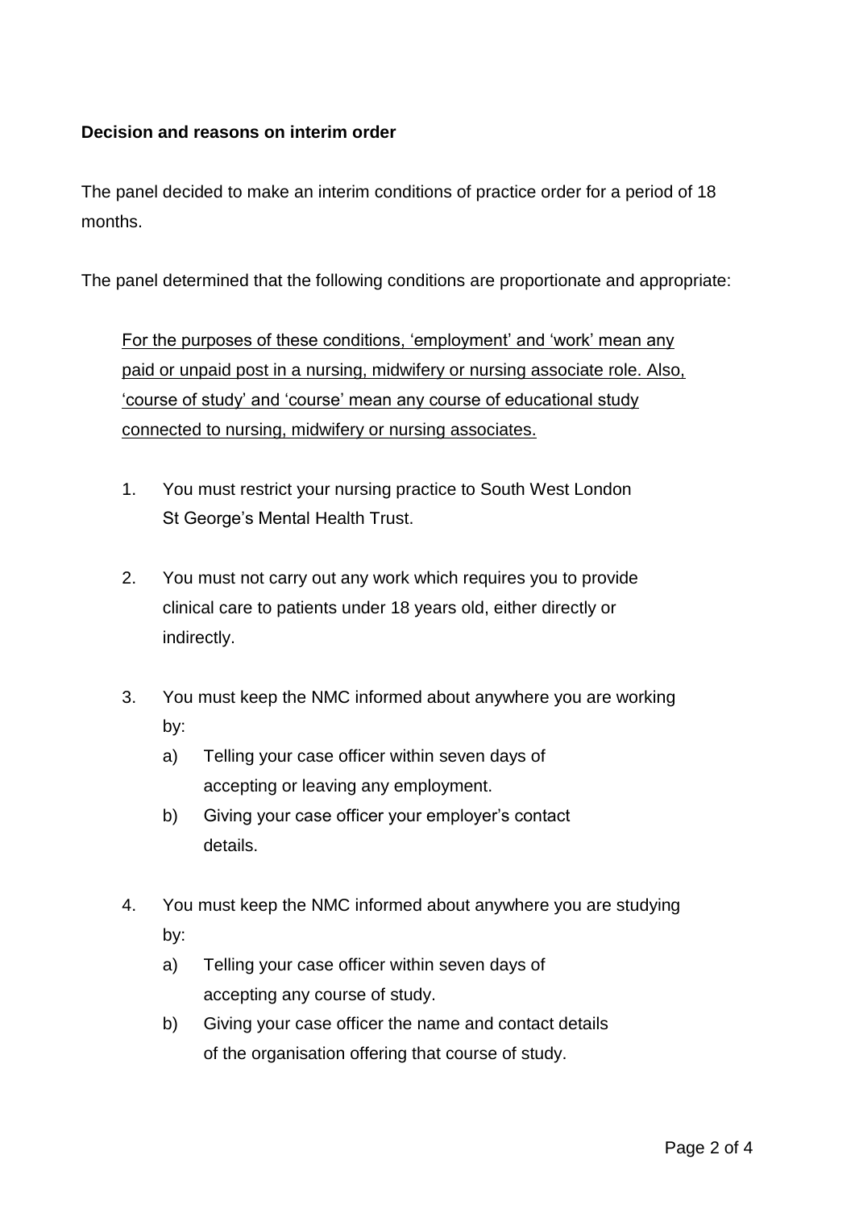**Decision and reasons on interim order**

The panel decided to make an interim conditions of practice order for a period of 18 months.

The panel determined that the following conditions are proportionate and appropriate:

<u>For the purposes of these conditions, 'employment' and 'work' mean any paid or unpaid post in a nursing, midwifery or nursing associate role. Also, 'course of study' and 'course' mean any course of educational study connected to nursing, midwifery or nursing associates.</u>

1. You must restrict your nursing practice to South West London St George's Mental Health Trust.

2. You must not carry out any work which requires you to provide clinical care to patients under 18 years old, either directly or indirectly.

3. You must keep the NMC informed about anywhere you are working by:
   a) Telling your case officer within seven days of accepting or leaving any employment.
   b) Giving your case officer your employer's contact details.

4. You must keep the NMC informed about anywhere you are studying by:
   a) Telling your case officer within seven days of accepting any course of study.
   b) Giving your case officer the name and contact details of the organisation offering that course of study.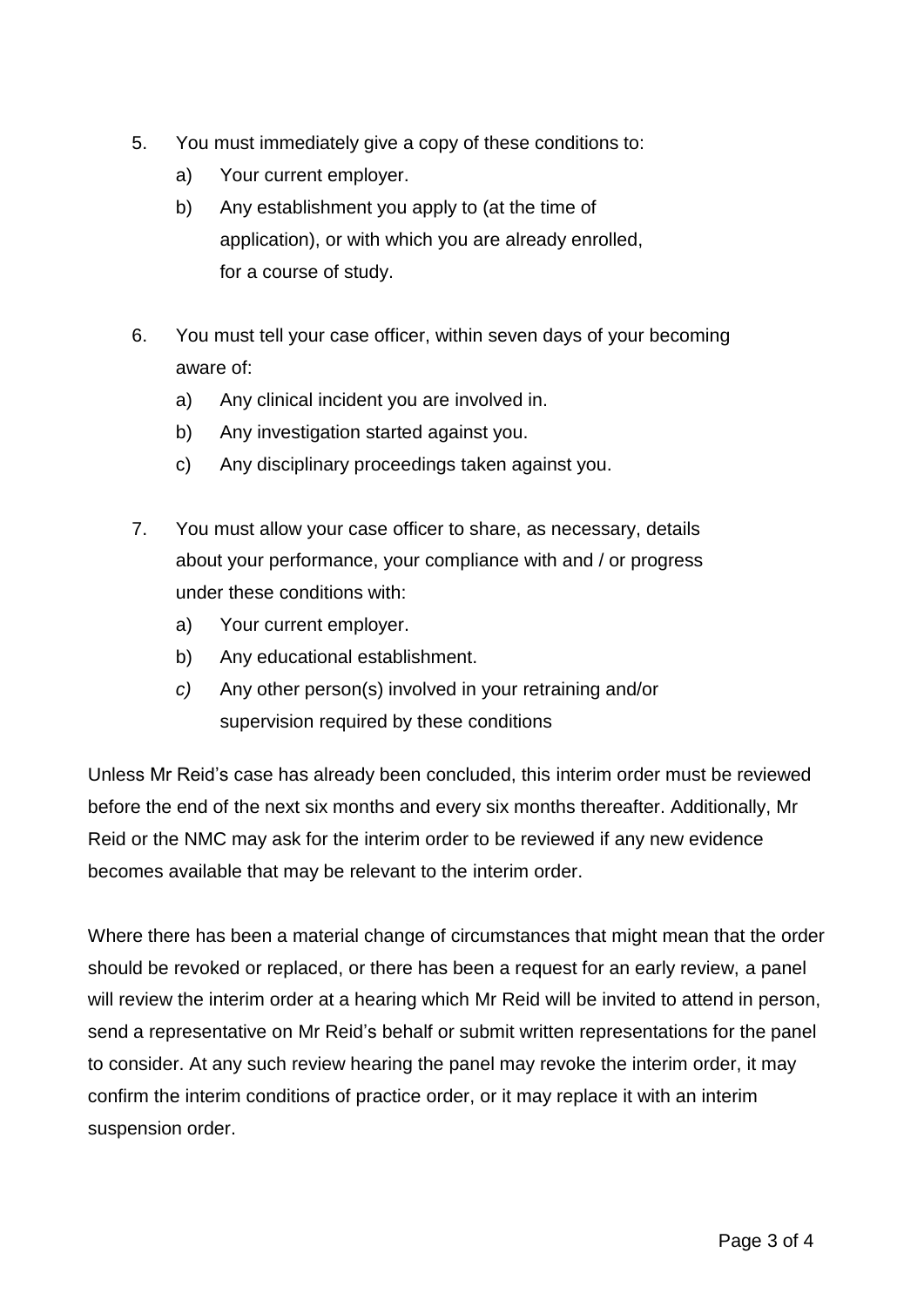5. You must immediately give a copy of these conditions to:
    a) Your current employer.
    b) Any establishment you apply to (at the time of application), or with which you are already enrolled, for a course of study.

6. You must tell your case officer, within seven days of your becoming aware of:
    a) Any clinical incident you are involved in.
    b) Any investigation started against you.
    c) Any disciplinary proceedings taken against you.

7. You must allow your case officer to share, as necessary, details about your performance, your compliance with and / or progress under these conditions with:
    a) Your current employer.
    b) Any educational establishment.
    *c)* Any other person(s) involved in your retraining and/or supervision required by these conditions

Unless Mr Reid's case has already been concluded, this interim order must be reviewed before the end of the next six months and every six months thereafter. Additionally, Mr Reid or the NMC may ask for the interim order to be reviewed if any new evidence becomes available that may be relevant to the interim order.

Where there has been a material change of circumstances that might mean that the order should be revoked or replaced, or there has been a request for an early review, a panel will review the interim order at a hearing which Mr Reid will be invited to attend in person, send a representative on Mr Reid's behalf or submit written representations for the panel to consider. At any such review hearing the panel may revoke the interim order, it may confirm the interim conditions of practice order, or it may replace it with an interim suspension order.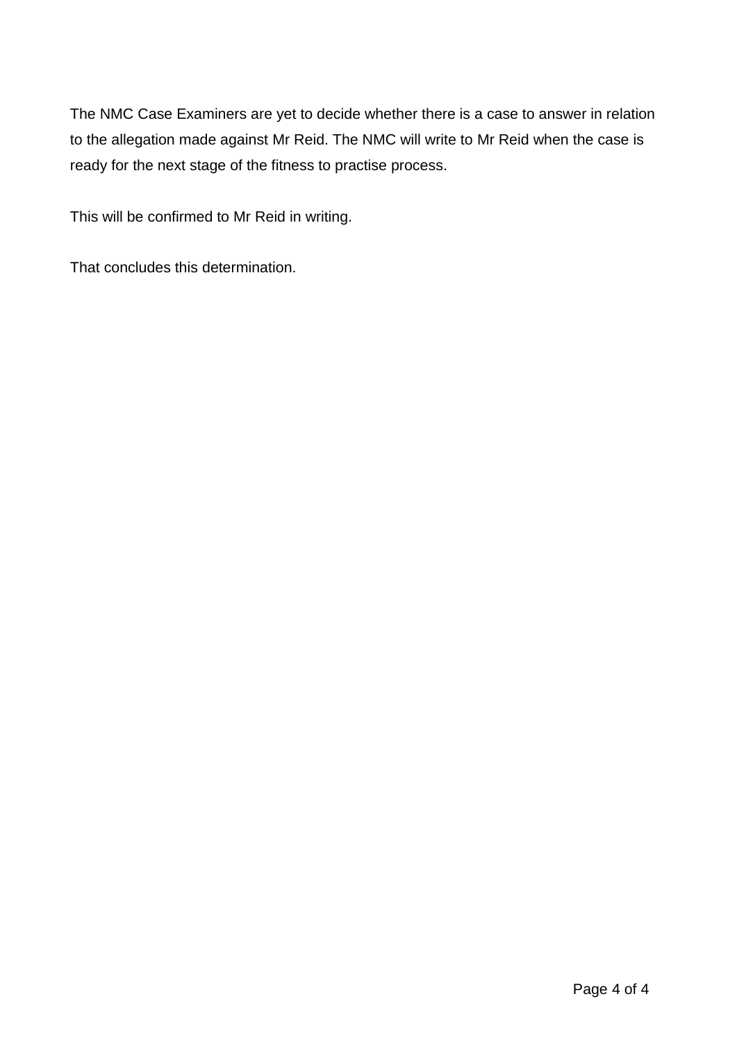The NMC Case Examiners are yet to decide whether there is a case to answer in relation to the allegation made against Mr Reid. The NMC will write to Mr Reid when the case is ready for the next stage of the fitness to practise process.

This will be confirmed to Mr Reid in writing.

That concludes this determination.